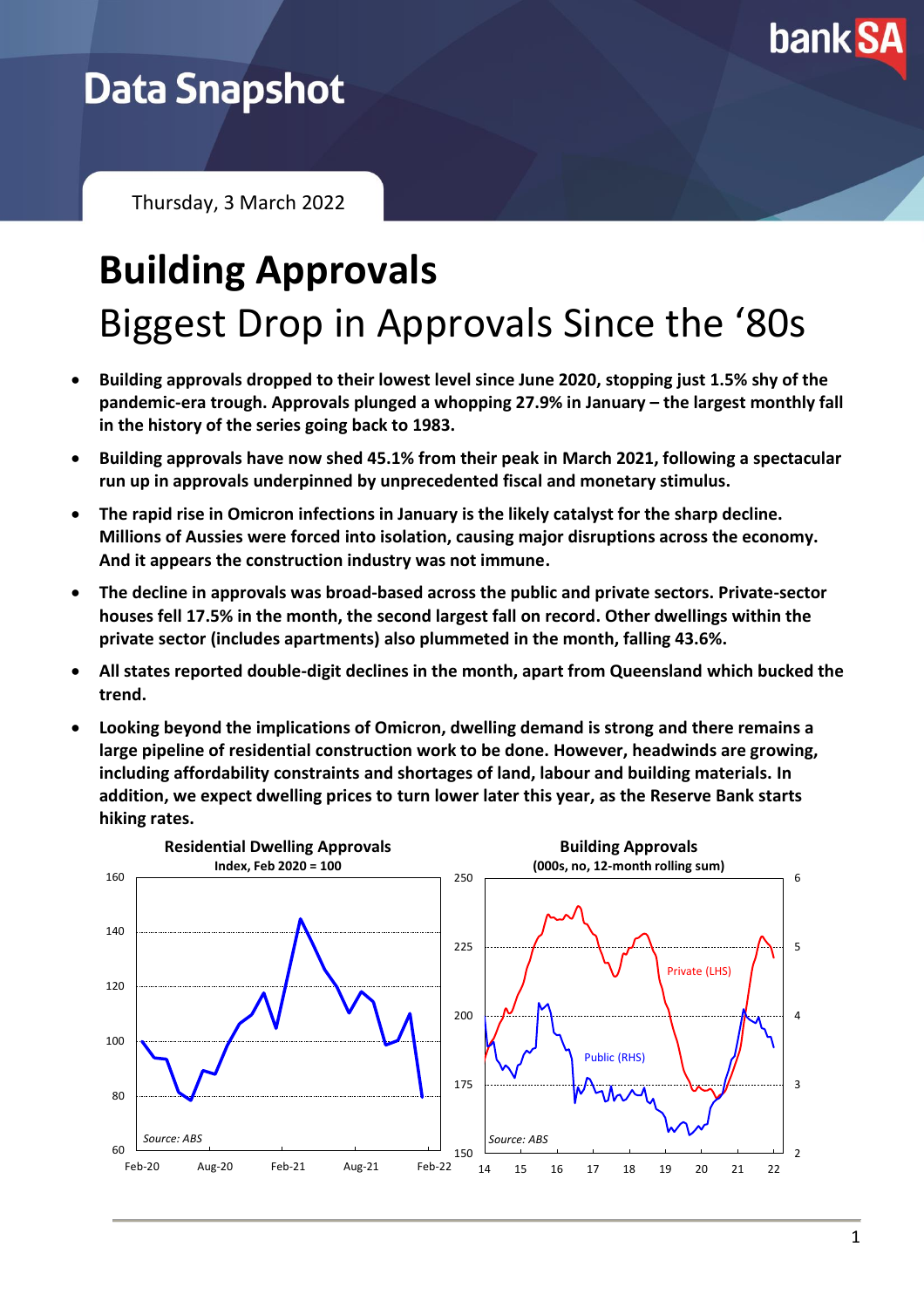# Data Snapshot

Thursday, 3 March 2022

# Building Approvals

## Biggest Drop in Approvals Since the '80s

- **Building approvals dropped to their lowest level since June 2020, stopping just 1.5% shy of the pandemic-era trough. Approvals plunged a whopping 27.9% in January – the largest monthly fall in the history of the series going back to 1983.**
- **Building approvals have now shed 45.1% from their peak in March 2021, following a spectacular run up in approvals underpinned by unprecedented fiscal and monetary stimulus.**
- **The rapid rise in Omicron infections in January is the likely catalyst for the sharp decline. Millions of Aussies were forced into isolation, causing major disruptions across the economy. And it appears the construction industry was not immune.**
- **The decline in approvals was broad-based across the public and private sectors. Private-sector houses fell 17.5% in the month, the second largest fall on record. Other dwellings within the private sector (includes apartments) also plummeted in the month, falling 43.6%.**
- **All states reported double-digit declines in the month, apart from Queensland which bucked the trend.**
- **Looking beyond the implications of Omicron, dwelling demand is strong and there remains a large pipeline of residential construction work to be done. However, headwinds are growing, including affordability constraints and shortages of land, labour and building materials. In addition, we expect dwelling prices to turn lower later this year, as the Reserve Bank starts hiking rates.**

**Residential Dwelling Approvals**
**Index, Feb 2020 = 100**

*Source: ABS*

**Building Approvals**
**(000s, no, 12-month rolling sum)**

Private (LHS)
Public (RHS)

*Source: ABS*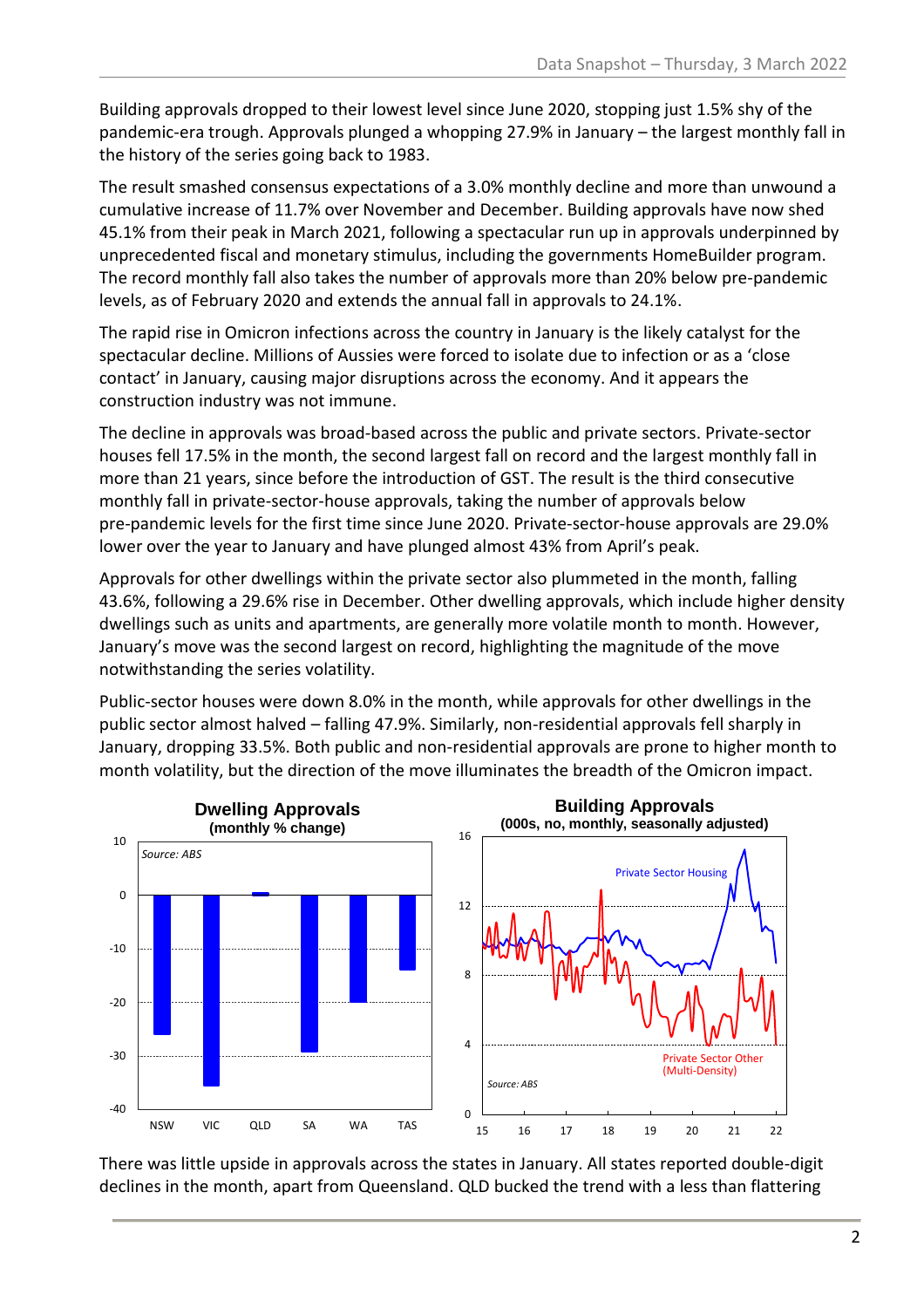Building approvals dropped to their lowest level since June 2020, stopping just 1.5% shy of the pandemic-era trough. Approvals plunged a whopping 27.9% in January – the largest monthly fall in the history of the series going back to 1983.

The result smashed consensus expectations of a 3.0% monthly decline and more than unwound a cumulative increase of 11.7% over November and December. Building approvals have now shed 45.1% from their peak in March 2021, following a spectacular run up in approvals underpinned by unprecedented fiscal and monetary stimulus, including the governments HomeBuilder program. The record monthly fall also takes the number of approvals more than 20% below pre-pandemic levels, as of February 2020 and extends the annual fall in approvals to 24.1%.

The rapid rise in Omicron infections across the country in January is the likely catalyst for the spectacular decline. Millions of Aussies were forced to isolate due to infection or as a 'close contact' in January, causing major disruptions across the economy. And it appears the construction industry was not immune.

The decline in approvals was broad-based across the public and private sectors. Private-sector houses fell 17.5% in the month, the second largest fall on record and the largest monthly fall in more than 21 years, since before the introduction of GST. The result is the third consecutive monthly fall in private-sector-house approvals, taking the number of approvals below pre-pandemic levels for the first time since June 2020. Private-sector-house approvals are 29.0% lower over the year to January and have plunged almost 43% from April's peak.

Approvals for other dwellings within the private sector also plummeted in the month, falling 43.6%, following a 29.6% rise in December. Other dwelling approvals, which include higher density dwellings such as units and apartments, are generally more volatile month to month. However, January's move was the second largest on record, highlighting the magnitude of the move notwithstanding the series volatility.

Public-sector houses were down 8.0% in the month, while approvals for other dwellings in the public sector almost halved – falling 47.9%. Similarly, non-residential approvals fell sharply in January, dropping 33.5%. Both public and non-residential approvals are prone to higher month to month volatility, but the direction of the move illuminates the breadth of the Omicron impact.

**Dwelling Approvals**
**(monthly % change)**

Source: ABS

**Building Approvals**
**(000s, no, monthly, seasonally adjusted)**

Source: ABS

There was little upside in approvals across the states in January. All states reported double-digit declines in the month, apart from Queensland. QLD bucked the trend with a less than flattering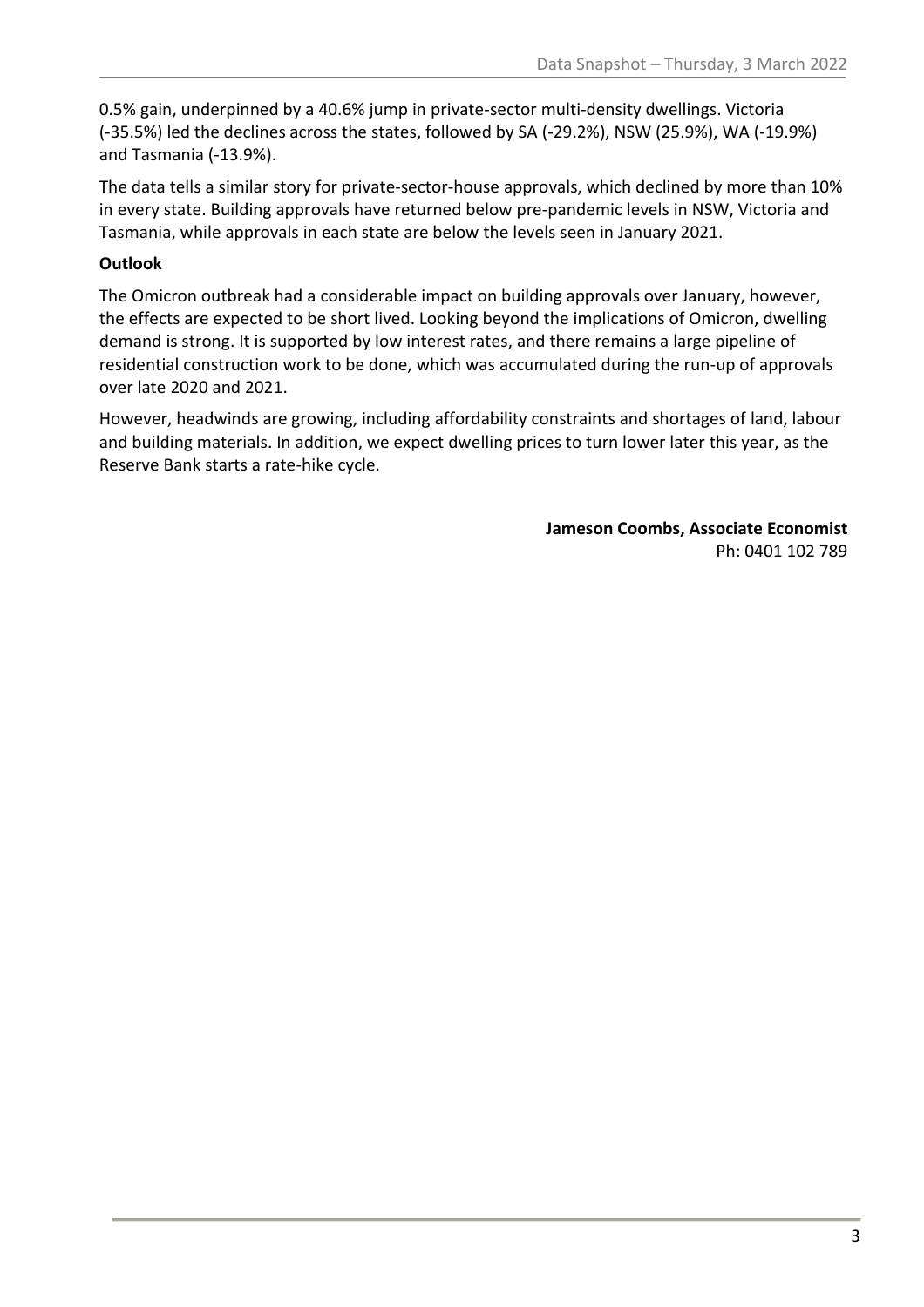0.5% gain, underpinned by a 40.6% jump in private-sector multi-density dwellings. Victoria (-35.5%) led the declines across the states, followed by SA (-29.2%), NSW (25.9%), WA (-19.9%) and Tasmania (-13.9%).

The data tells a similar story for private-sector-house approvals, which declined by more than 10% in every state. Building approvals have returned below pre-pandemic levels in NSW, Victoria and Tasmania, while approvals in each state are below the levels seen in January 2021.

**Outlook**

The Omicron outbreak had a considerable impact on building approvals over January, however, the effects are expected to be short lived. Looking beyond the implications of Omicron, dwelling demand is strong. It is supported by low interest rates, and there remains a large pipeline of residential construction work to be done, which was accumulated during the run-up of approvals over late 2020 and 2021.

However, headwinds are growing, including affordability constraints and shortages of land, labour and building materials. In addition, we expect dwelling prices to turn lower later this year, as the Reserve Bank starts a rate-hike cycle.

**Jameson Coombs, Associate Economist**
Ph: 0401 102 789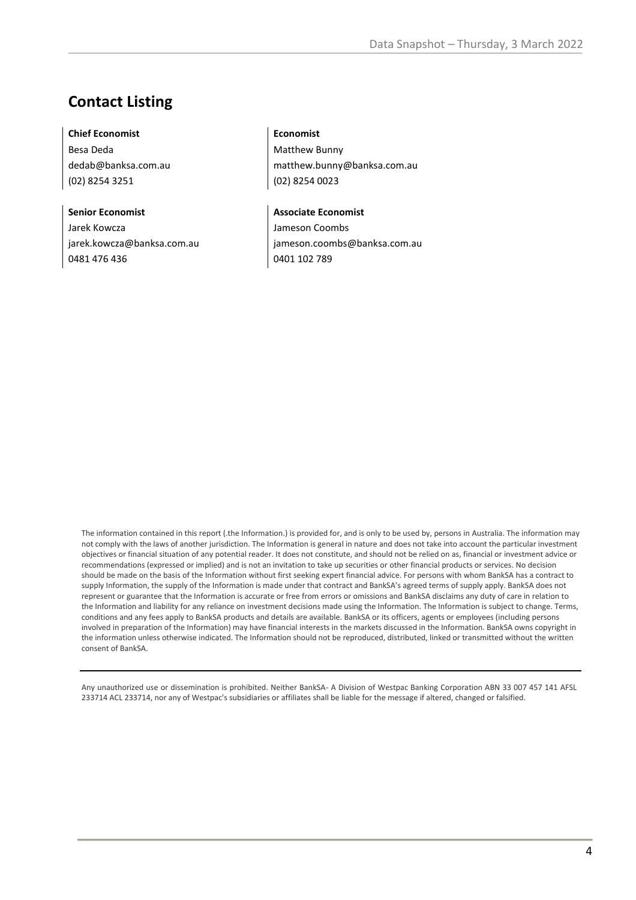## Contact Listing

**Chief Economist**
Besa Deda
dedab@banksa.com.au
(02) 8254 3251

**Senior Economist**
Jarek Kowcza
jarek.kowcza@banksa.com.au
0481 476 436

**Economist**
Matthew Bunny
matthew.bunny@banksa.com.au
(02) 8254 0023

**Associate Economist**
Jameson Coombs
jameson.coombs@banksa.com.au
0401 102 789

The information contained in this report (.the Information.) is provided for, and is only to be used by, persons in Australia. The information may not comply with the laws of another jurisdiction. The Information is general in nature and does not take into account the particular investment objectives or financial situation of any potential reader. It does not constitute, and should not be relied on as, financial or investment advice or recommendations (expressed or implied) and is not an invitation to take up securities or other financial products or services. No decision should be made on the basis of the Information without first seeking expert financial advice. For persons with whom BankSA has a contract to supply Information, the supply of the Information is made under that contract and BankSA's agreed terms of supply apply. BankSA does not represent or guarantee that the Information is accurate or free from errors or omissions and BankSA disclaims any duty of care in relation to the Information and liability for any reliance on investment decisions made using the Information. The Information is subject to change. Terms, conditions and any fees apply to BankSA products and details are available. BankSA or its officers, agents or employees (including persons involved in preparation of the Information) may have financial interests in the markets discussed in the Information. BankSA owns copyright in the information unless otherwise indicated. The Information should not be reproduced, distributed, linked or transmitted without the written consent of BankSA.

---

Any unauthorized use or dissemination is prohibited. Neither BankSA- A Division of Westpac Banking Corporation ABN 33 007 457 141 AFSL 233714 ACL 233714, nor any of Westpac's subsidiaries or affiliates shall be liable for the message if altered, changed or falsified.